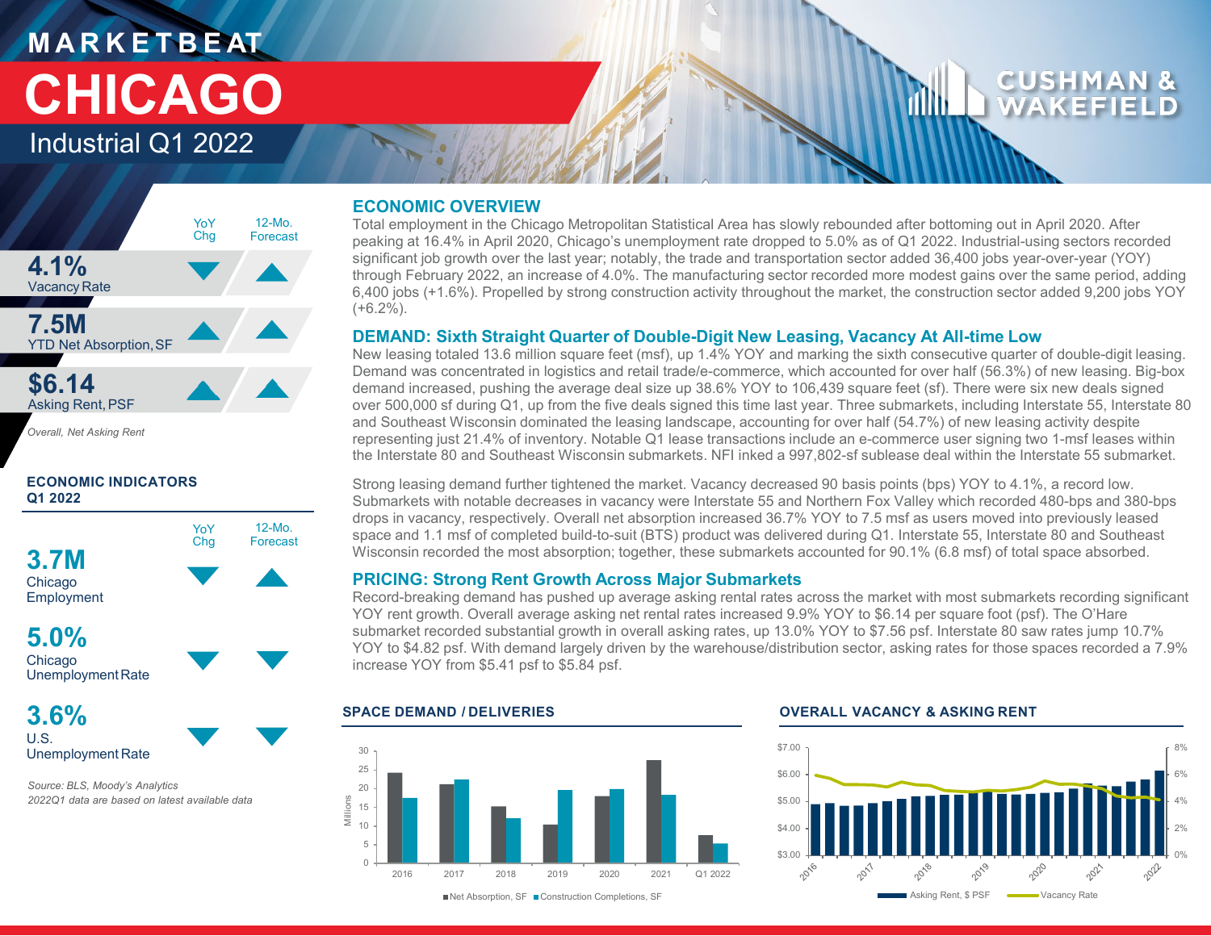# MARKETBEAT

# CHICAGO

## Industrial Q1 2022

CUSHMAN & WAKEFIELD

| | YoY Chg | 12-Mo. Forecast |
|---|---|---|
| **4.1%** Vacancy Rate | ▼ | ▲ |
| **7.5M** YTD Net Absorption, SF | ▲ | ▲ |
| **$6.14** Asking Rent, PSF | ▲ | ▲ |

*Overall, Net Asking Rent*

### ECONOMIC INDICATORS Q1 2022

| | YoY Chg | 12-Mo. Forecast |
|---|---|---|
| **3.7M** Chicago Employment | ▼ | ▲ |
| **5.0%** Chicago Unemployment Rate | ▼ | ▼ |
| **3.6%** U.S. Unemployment Rate | ▼ | ▼ |

*Source: BLS, Moody's Analytics*
*2022Q1 data are based on latest available data*

## ECONOMIC OVERVIEW

Total employment in the Chicago Metropolitan Statistical Area has slowly rebounded after bottoming out in April 2020. After peaking at 16.4% in April 2020, Chicago's unemployment rate dropped to 5.0% as of Q1 2022. Industrial-using sectors recorded significant job growth over the last year; notably, the trade and transportation sector added 36,400 jobs year-over-year (YOY) through February 2022, an increase of 4.0%. The manufacturing sector recorded more modest gains over the same period, adding 6,400 jobs (+1.6%). Propelled by strong construction activity throughout the market, the construction sector added 9,200 jobs YOY (+6.2%).

## DEMAND: Sixth Straight Quarter of Double-Digit New Leasing, Vacancy At All-time Low

New leasing totaled 13.6 million square feet (msf), up 1.4% YOY and marking the sixth consecutive quarter of double-digit leasing. Demand was concentrated in logistics and retail trade/e-commerce, which accounted for over half (56.3%) of new leasing. Big-box demand increased, pushing the average deal size up 38.6% YOY to 106,439 square feet (sf). There were six new deals signed over 500,000 sf during Q1, up from the five deals signed this time last year. Three submarkets, including Interstate 55, Interstate 80 and Southeast Wisconsin dominated the leasing landscape, accounting for over half (54.7%) of new leasing activity despite representing just 21.4% of inventory. Notable Q1 lease transactions include an e-commerce user signing two 1-msf leases within the Interstate 80 and Southeast Wisconsin submarkets. NFI inked a 997,802-sf sublease deal within the Interstate 55 submarket.

Strong leasing demand further tightened the market. Vacancy decreased 90 basis points (bps) YOY to 4.1%, a record low. Submarkets with notable decreases in vacancy were Interstate 55 and Northern Fox Valley which recorded 480-bps and 380-bps drops in vacancy, respectively. Overall net absorption increased 36.7% YOY to 7.5 msf as users moved into previously leased space and 1.1 msf of completed build-to-suit (BTS) product was delivered during Q1. Interstate 55, Interstate 80 and Southeast Wisconsin recorded the most absorption; together, these submarkets accounted for 90.1% (6.8 msf) of total space absorbed.

## PRICING: Strong Rent Growth Across Major Submarkets

Record-breaking demand has pushed up average asking rental rates across the market with most submarkets recording significant YOY rent growth. Overall average asking net rental rates increased 9.9% YOY to $6.14 per square foot (psf). The O'Hare submarket recorded substantial growth in overall asking rates, up 13.0% YOY to $7.56 psf. Interstate 80 saw rates jump 10.7% YOY to $4.82 psf. With demand largely driven by the warehouse/distribution sector, asking rates for those spaces recorded a 7.9% increase YOY from $5.41 psf to $5.84 psf.

### SPACE DEMAND / DELIVERIES

■ Net Absorption, SF ■ Construction Completions, SF (Millions)

### OVERALL VACANCY & ASKING RENT

■ Asking Rent, $ PSF ■ Vacancy Rate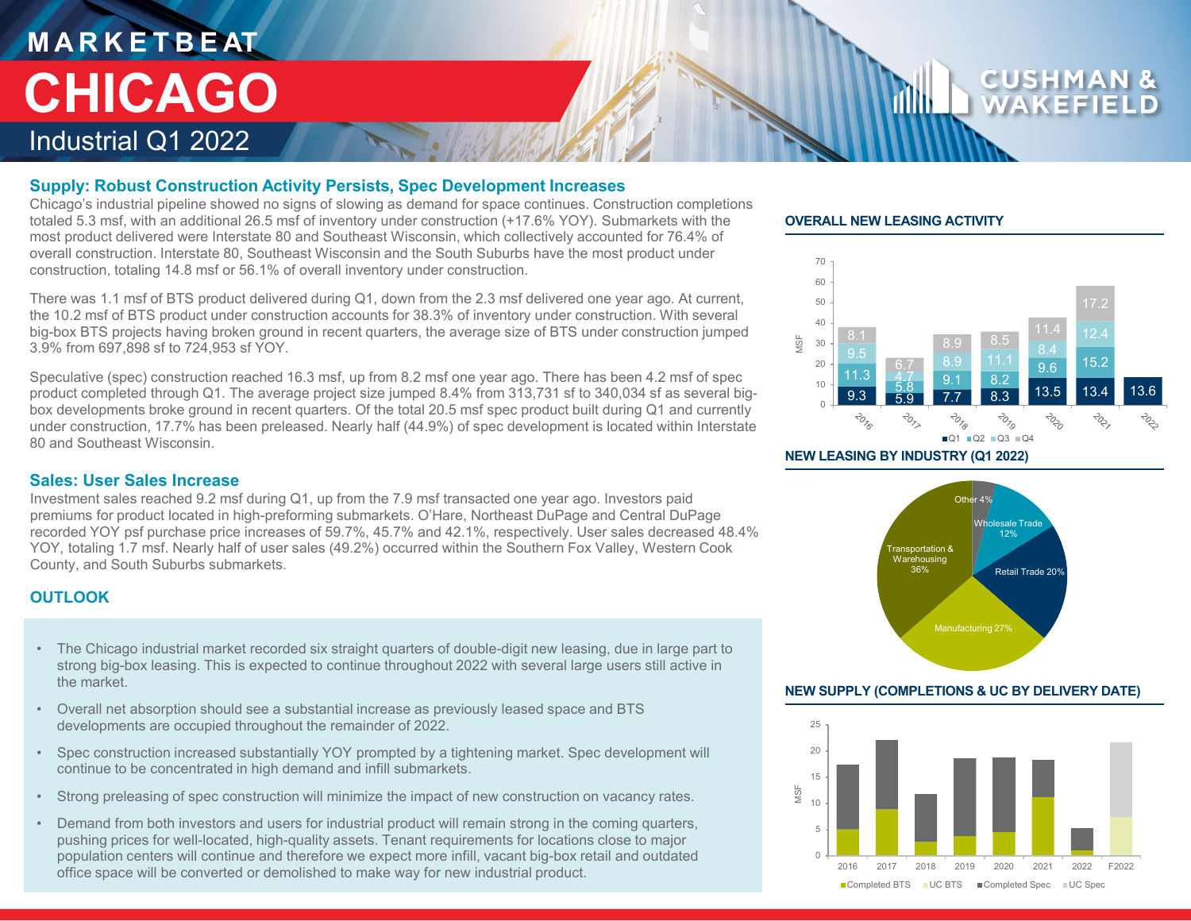# MARKETBEAT

# CHICAGO

## Industrial Q1 2022

### Supply: Robust Construction Activity Persists, Spec Development Increases

Chicago's industrial pipeline showed no signs of slowing as demand for space continues. Construction completions totaled 5.3 msf, with an additional 26.5 msf of inventory under construction (+17.6% YOY). Submarkets with the most product delivered were Interstate 80 and Southeast Wisconsin, which collectively accounted for 76.4% of overall construction. Interstate 80, Southeast Wisconsin and the South Suburbs have the most product under construction, totaling 14.8 msf or 56.1% of overall inventory under construction.

There was 1.1 msf of BTS product delivered during Q1, down from the 2.3 msf delivered one year ago. At current, the 10.2 msf of BTS product under construction accounts for 38.3% of inventory under construction. With several big-box BTS projects having broken ground in recent quarters, the average size of BTS under construction jumped 3.9% from 697,898 sf to 724,953 sf YOY.

Speculative (spec) construction reached 16.3 msf, up from 8.2 msf one year ago. There has been 4.2 msf of spec product completed through Q1. The average project size jumped 8.4% from 313,731 sf to 340,034 sf as several big-box developments broke ground in recent quarters. Of the total 20.5 msf spec product built during Q1 and currently under construction, 17.7% has been preleased. Nearly half (44.9%) of spec development is located within Interstate 80 and Southeast Wisconsin.

### Sales: User Sales Increase

Investment sales reached 9.2 msf during Q1, up from the 7.9 msf transacted one year ago. Investors paid premiums for product located in high-preforming submarkets. O'Hare, Northeast DuPage and Central DuPage recorded YOY psf purchase price increases of 59.7%, 45.7% and 42.1%, respectively. User sales decreased 48.4% YOY, totaling 1.7 msf. Nearly half of user sales (49.2%) occurred within the Southern Fox Valley, Western Cook County, and South Suburbs submarkets.

### OUTLOOK

- The Chicago industrial market recorded six straight quarters of double-digit new leasing, due in large part to strong big-box leasing. This is expected to continue throughout 2022 with several large users still active in the market.
- Overall net absorption should see a substantial increase as previously leased space and BTS developments are occupied throughout the remainder of 2022.
- Spec construction increased substantially YOY prompted by a tightening market. Spec development will continue to be concentrated in high demand and infill submarkets.
- Strong preleasing of spec construction will minimize the impact of new construction on vacancy rates.
- Demand from both investors and users for industrial product will remain strong in the coming quarters, pushing prices for well-located, high-quality assets. Tenant requirements for locations close to major population centers will continue and therefore we expect more infill, vacant big-box retail and outdated office space will be converted or demolished to make way for new industrial product.

### OVERALL NEW LEASING ACTIVITY

MSF

| Year | Q1 | Q2 | Q3 | Q4 |
|---|---|---|---|---|
| 2016 | 9.3 | 11.3 | 9.5 | 8.1 |
| 2017 | 5.9 | 5.8 | 4.7 | 6.7 |
| 2018 | 7.7 | 9.1 | 8.9 | 8.9 |
| 2019 | 8.3 | 8.2 | 11.1 | 8.5 |
| 2020 | 13.5 | 9.6 | 8.4 | 11.4 |
| 2021 | 13.4 | 15.2 | 12.4 | 17.2 |
| 2022 | 13.6 | | | |

### NEW LEASING BY INDUSTRY (Q1 2022)

| Industry | Share |
|---|---|
| Transportation & Warehousing | 36% |
| Manufacturing | 27% |
| Retail Trade | 20% |
| Wholesale Trade | 12% |
| Other | 4% |

### NEW SUPPLY (COMPLETIONS & UC BY DELIVERY DATE)

MSF — Completed BTS, UC BTS, Completed Spec, UC Spec

Years: 2016, 2017, 2018, 2019, 2020, 2021, 2022, F2022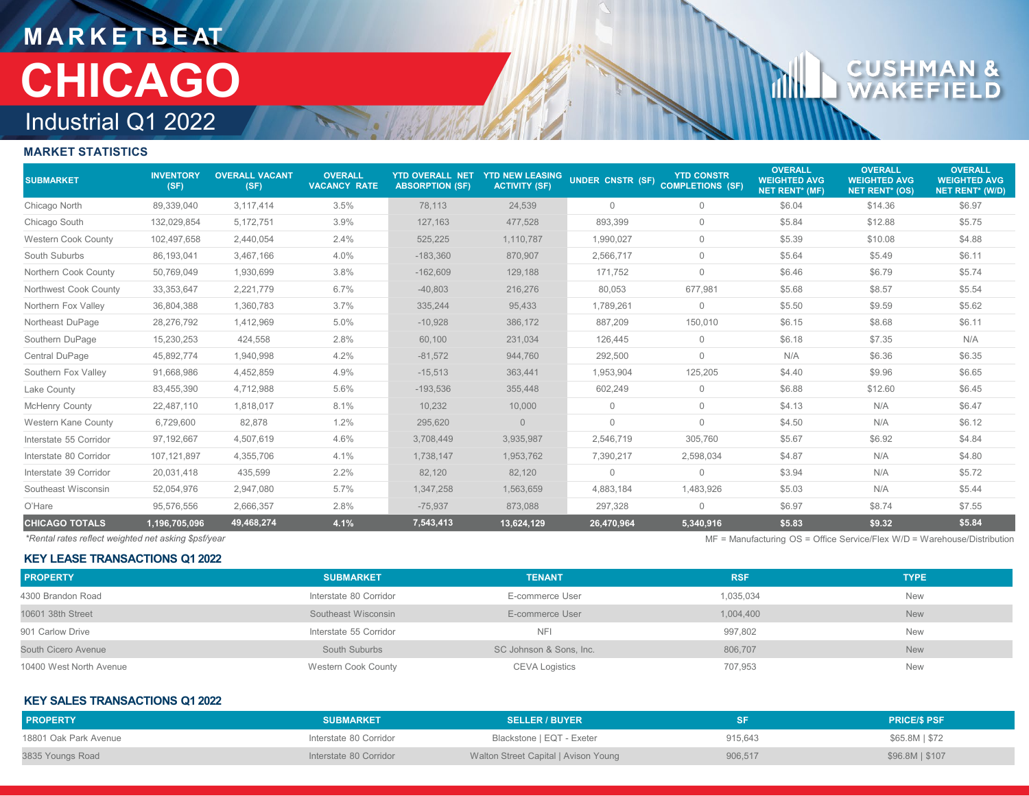# MARKETBEAT

# CHICAGO

## Industrial Q1 2022

### MARKET STATISTICS

| SUBMARKET | INVENTORY (SF) | OVERALL VACANT (SF) | OVERALL VACANCY RATE | YTD OVERALL NET ABSORPTION (SF) | YTD NEW LEASING ACTIVITY (SF) | UNDER CNSTR (SF) | YTD CONSTR COMPLETIONS (SF) | OVERALL WEIGHTED AVG NET RENT* (MF) | OVERALL WEIGHTED AVG NET RENT* (OS) | OVERALL WEIGHTED AVG NET RENT* (W/D) |
|---|---|---|---|---|---|---|---|---|---|---|
| Chicago North | 89,339,040 | 3,117,414 | 3.5% | 78,113 | 24,539 | 0 | 0 | $6.04 | $14.36 | $6.97 |
| Chicago South | 132,029,854 | 5,172,751 | 3.9% | 127,163 | 477,528 | 893,399 | 0 | $5.84 | $12.88 | $5.75 |
| Western Cook County | 102,497,658 | 2,440,054 | 2.4% | 525,225 | 1,110,787 | 1,990,027 | 0 | $5.39 | $10.08 | $4.88 |
| South Suburbs | 86,193,041 | 3,467,166 | 4.0% | -183,360 | 870,907 | 2,566,717 | 0 | $5.64 | $5.49 | $6.11 |
| Northern Cook County | 50,769,049 | 1,930,699 | 3.8% | -162,609 | 129,188 | 171,752 | 0 | $6.46 | $6.79 | $5.74 |
| Northwest Cook County | 33,353,647 | 2,221,779 | 6.7% | -40,803 | 216,276 | 80,053 | 677,981 | $5.68 | $8.57 | $5.54 |
| Northern Fox Valley | 36,804,388 | 1,360,783 | 3.7% | 335,244 | 95,433 | 1,789,261 | 0 | $5.50 | $9.59 | $5.62 |
| Northeast DuPage | 28,276,792 | 1,412,969 | 5.0% | -10,928 | 386,172 | 887,209 | 150,010 | $6.15 | $8.68 | $6.11 |
| Southern DuPage | 15,230,253 | 424,558 | 2.8% | 60,100 | 231,034 | 126,445 | 0 | $6.18 | $7.35 | N/A |
| Central DuPage | 45,892,774 | 1,940,998 | 4.2% | -81,572 | 944,760 | 292,500 | 0 | N/A | $6.36 | $6.35 |
| Southern Fox Valley | 91,668,986 | 4,452,859 | 4.9% | -15,513 | 363,441 | 1,953,904 | 125,205 | $4.40 | $9.96 | $6.65 |
| Lake County | 83,455,390 | 4,712,988 | 5.6% | -193,536 | 355,448 | 602,249 | 0 | $6.88 | $12.60 | $6.45 |
| McHenry County | 22,487,110 | 1,818,017 | 8.1% | 10,232 | 10,000 | 0 | 0 | $4.13 | N/A | $6.47 |
| Western Kane County | 6,729,600 | 82,878 | 1.2% | 295,620 | 0 | 0 | 0 | $4.50 | N/A | $6.12 |
| Interstate 55 Corridor | 97,192,667 | 4,507,619 | 4.6% | 3,708,449 | 3,935,987 | 2,546,719 | 305,760 | $5.67 | $6.92 | $4.84 |
| Interstate 80 Corridor | 107,121,897 | 4,355,706 | 4.1% | 1,738,147 | 1,953,762 | 7,390,217 | 2,598,034 | $4.87 | N/A | $4.80 |
| Interstate 39 Corridor | 20,031,418 | 435,599 | 2.2% | 82,120 | 82,120 | 0 | 0 | $3.94 | N/A | $5.72 |
| Southeast Wisconsin | 52,054,976 | 2,947,080 | 5.7% | 1,347,258 | 1,563,659 | 4,883,184 | 1,483,926 | $5.03 | N/A | $5.44 |
| O'Hare | 95,576,556 | 2,666,357 | 2.8% | -75,937 | 873,088 | 297,328 | 0 | $6.97 | $8.74 | $7.55 |
| **CHICAGO TOTALS** | **1,196,705,096** | **49,468,274** | **4.1%** | **7,543,413** | **13,624,129** | **26,470,964** | **5,340,916** | **$5.83** | **$9.32** | **$5.84** |

*\*Rental rates reflect weighted net asking $psf/year*

MF = Manufacturing OS = Office Service/Flex W/D = Warehouse/Distribution

### KEY LEASE TRANSACTIONS Q1 2022

| PROPERTY | SUBMARKET | TENANT | RSF | TYPE |
|---|---|---|---|---|
| 4300 Brandon Road | Interstate 80 Corridor | E-commerce User | 1,035,034 | New |
| 10601 38th Street | Southeast Wisconsin | E-commerce User | 1,004,400 | New |
| 901 Carlow Drive | Interstate 55 Corridor | NFI | 997,802 | New |
| South Cicero Avenue | South Suburbs | SC Johnson & Sons, Inc. | 806,707 | New |
| 10400 West North Avenue | Western Cook County | CEVA Logistics | 707,953 | New |

### KEY SALES TRANSACTIONS Q1 2022

| PROPERTY | SUBMARKET | SELLER / BUYER | SF | PRICE/$ PSF |
|---|---|---|---|---|
| 18801 Oak Park Avenue | Interstate 80 Corridor | Blackstone \| EQT - Exeter | 915,643 | $65.8M \| $72 |
| 3835 Youngs Road | Interstate 80 Corridor | Walton Street Capital \| Avison Young | 906,517 | $96.8M \| $107 |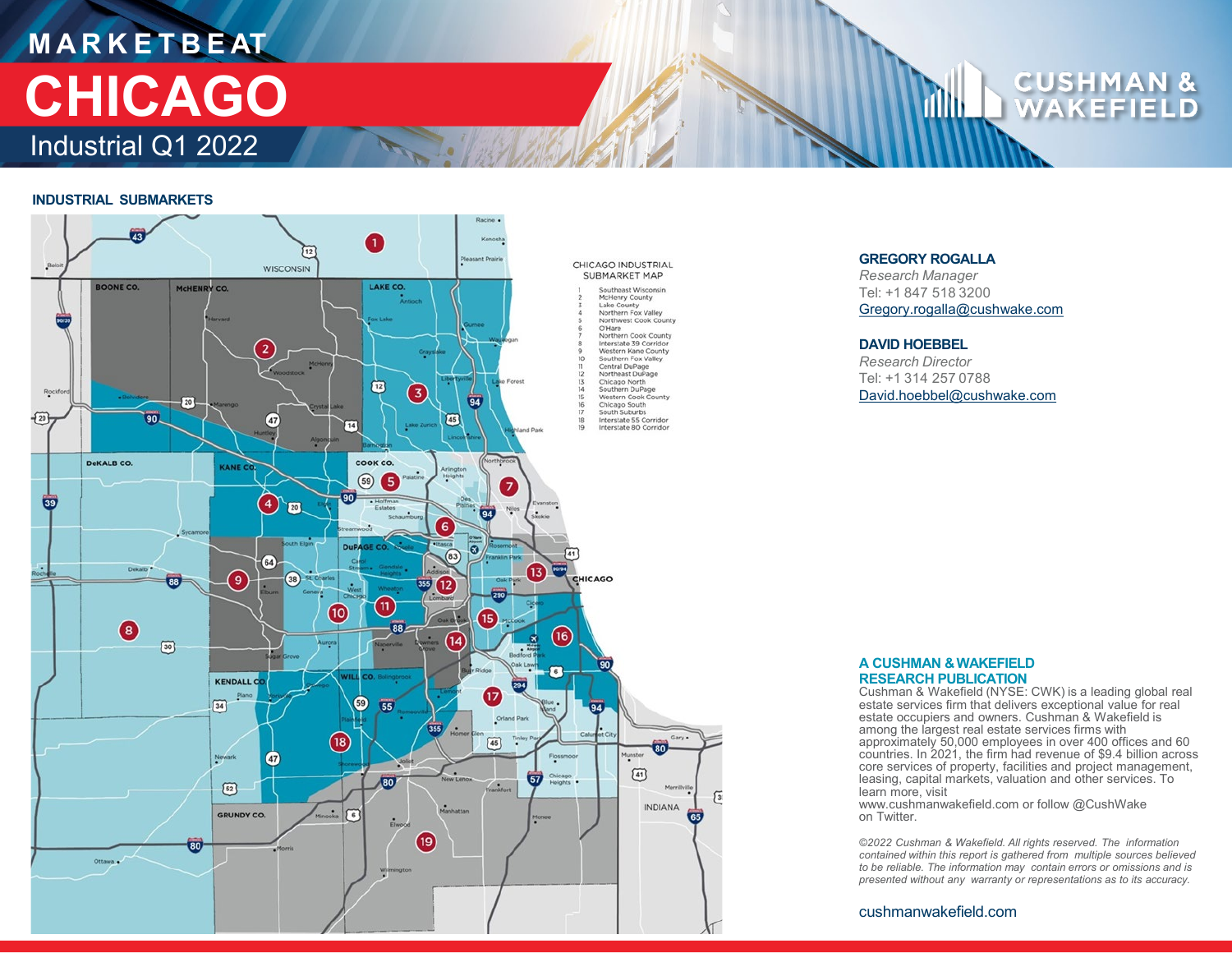# MARKETBEAT

# CHICAGO

## Industrial Q1 2022

### INDUSTRIAL SUBMARKETS

CHICAGO INDUSTRIAL SUBMARKET MAP

1 Southeast Wisconsin
2 McHenry County
3 Lake County
4 Northern Fox Valley
5 Northwest Cook County
6 O'Hare
7 Northern Cook County
8 Interstate 39 Corridor
9 Western Kane County
10 Southern Fox Valley
11 Central DuPage
12 Northeast DuPage
13 Chicago North
14 Southern DuPage
15 Western Cook County
16 Chicago South
17 South Suburbs
18 Interstate 55 Corridor
19 Interstate 80 Corridor

**GREGORY ROGALLA**
*Research Manager*
Tel: +1 847 518 3200
Gregory.rogalla@cushwake.com

**DAVID HOEBBEL**
*Research Director*
Tel: +1 314 257 0788
David.hoebbel@cushwake.com

**A CUSHMAN & WAKEFIELD RESEARCH PUBLICATION**

Cushman & Wakefield (NYSE: CWK) is a leading global real estate services firm that delivers exceptional value for real estate occupiers and owners. Cushman & Wakefield is among the largest real estate services firms with approximately 50,000 employees in over 400 offices and 60 countries. In 2021, the firm had revenue of $9.4 billion across core services of property, facilities and project management, leasing, capital markets, valuation and other services. To learn more, visit www.cushmanwakefield.com or follow @CushWake on Twitter.

*©2022 Cushman & Wakefield. All rights reserved. The information contained within this report is gathered from multiple sources believed to be reliable. The information may contain errors or omissions and is presented without any warranty or representations as to its accuracy.*

cushmanwakefield.com